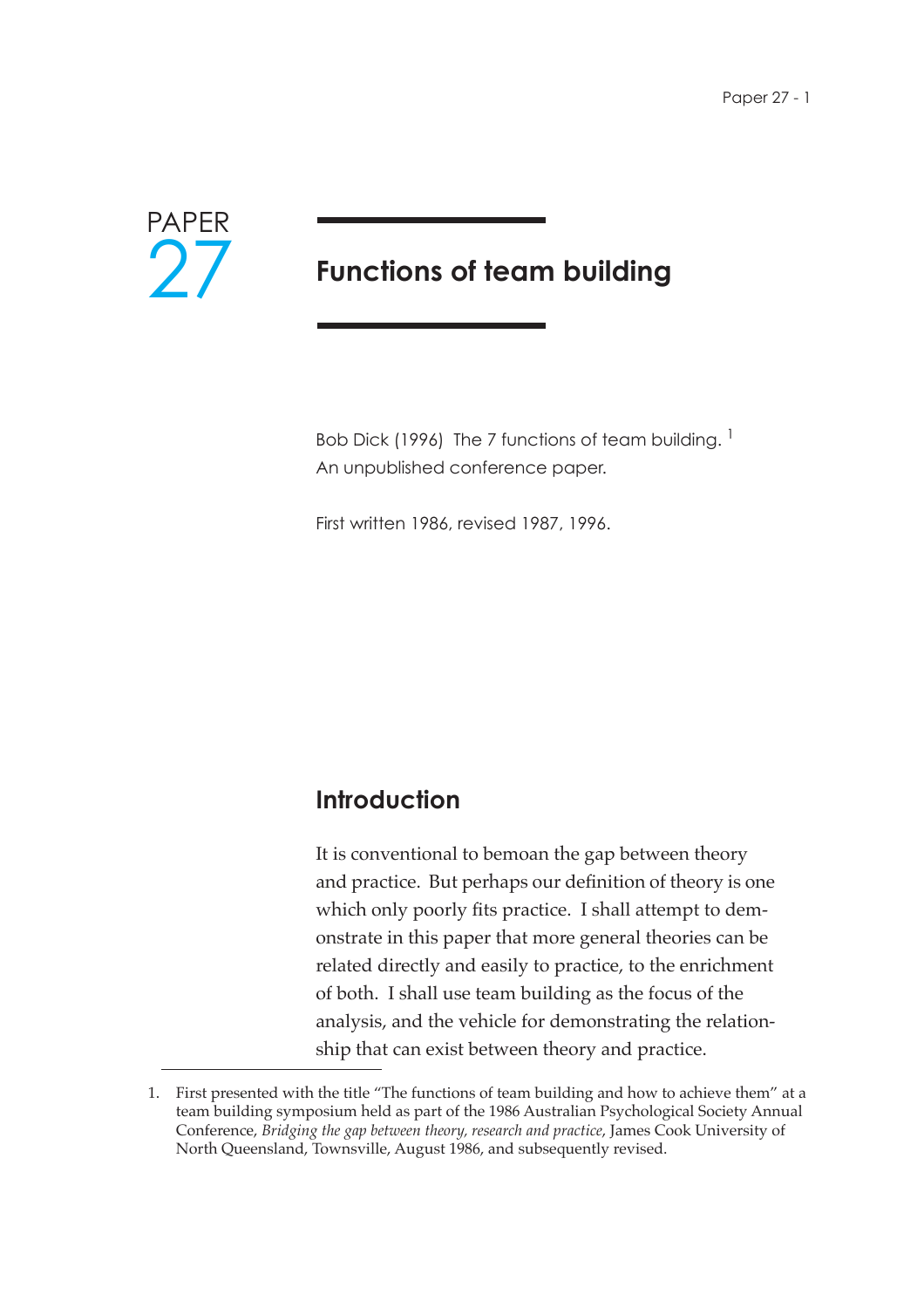PAPER 27

# Functions of team building

Bob Dick (1996) The 7 functions of team building. [1]
An unpublished conference paper.

First written 1986, revised 1987, 1996.

## Introduction

It is conventional to bemoan the gap between theory and practice. But perhaps our definition of theory is one which only poorly fits practice. I shall attempt to demonstrate in this paper that more general theories can be related directly and easily to practice, to the enrichment of both. I shall use team building as the focus of the analysis, and the vehicle for demonstrating the relationship that can exist between theory and practice.

1. First presented with the title "The functions of team building and how to achieve them" at a team building symposium held as part of the 1986 Australian Psychological Society Annual Conference, *Bridging the gap between theory, research and practice*, James Cook University of North Queensland, Townsville, August 1986, and subsequently revised.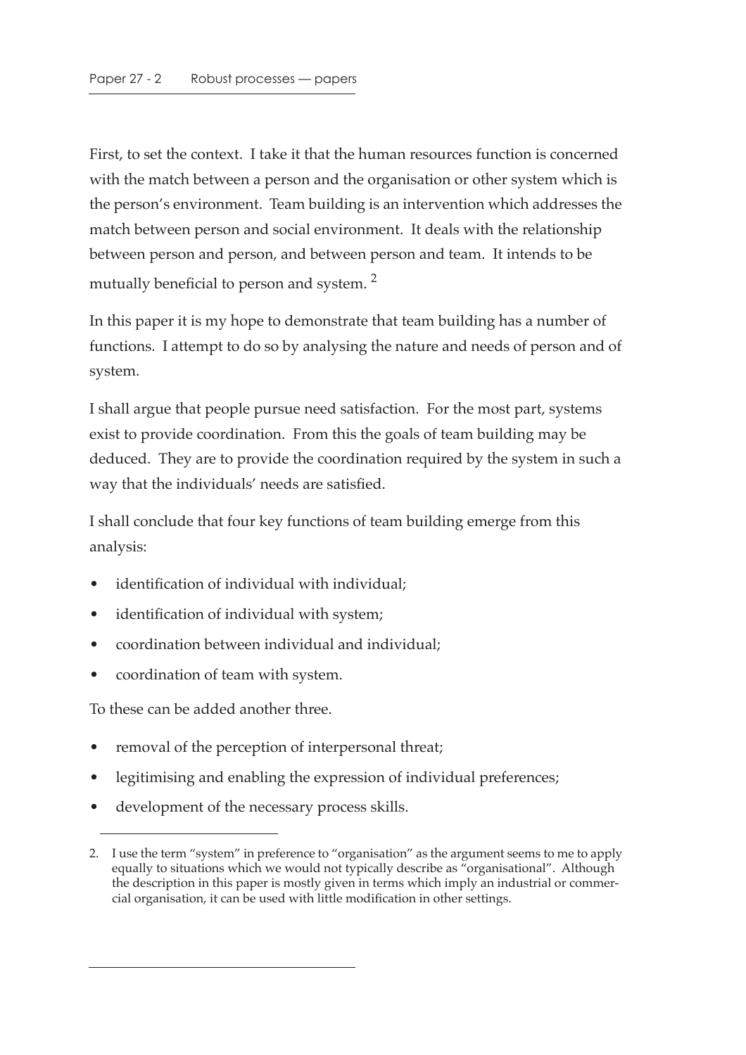First, to set the context. I take it that the human resources function is concerned with the match between a person and the organisation or other system which is the person's environment. Team building is an intervention which addresses the match between person and social environment. It deals with the relationship between person and person, and between person and team. It intends to be mutually beneficial to person and system. [2]

In this paper it is my hope to demonstrate that team building has a number of functions. I attempt to do so by analysing the nature and needs of person and of system.

I shall argue that people pursue need satisfaction. For the most part, systems exist to provide coordination. From this the goals of team building may be deduced. They are to provide the coordination required by the system in such a way that the individuals' needs are satisfied.

I shall conclude that four key functions of team building emerge from this analysis:

- identification of individual with individual;
- identification of individual with system;
- coordination between individual and individual;
- coordination of team with system.

To these can be added another three.

- removal of the perception of interpersonal threat;
- legitimising and enabling the expression of individual preferences;
- development of the necessary process skills.

---

2. I use the term "system" in preference to "organisation" as the argument seems to me to apply equally to situations which we would not typically describe as "organisational". Although the description in this paper is mostly given in terms which imply an industrial or commercial organisation, it can be used with little modification in other settings.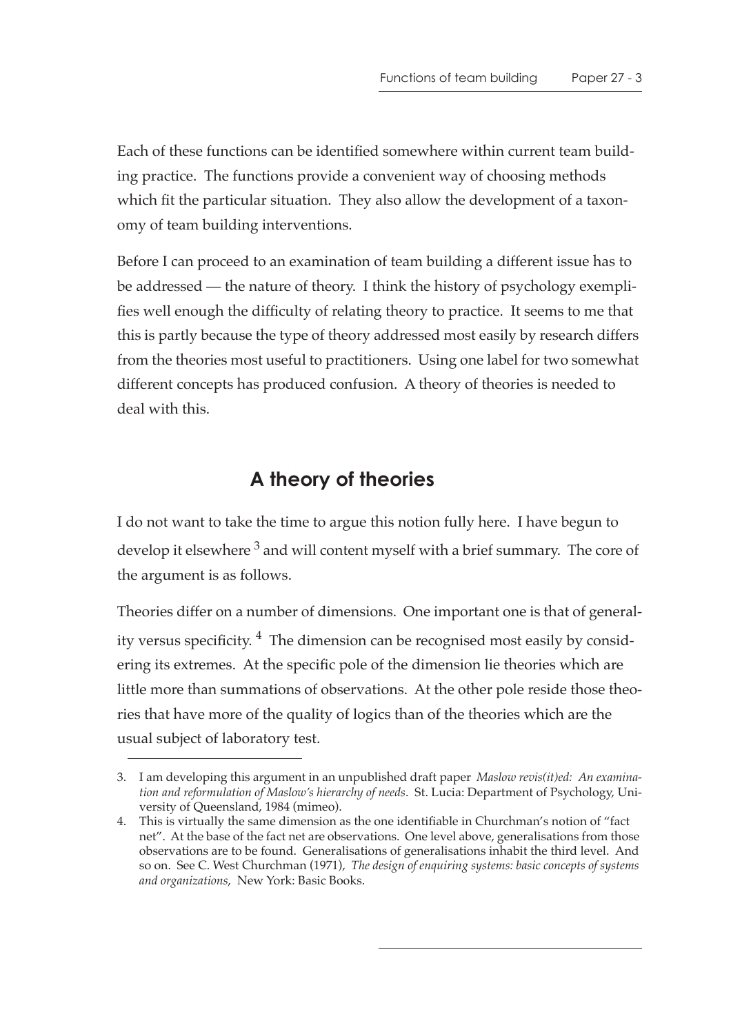Each of these functions can be identified somewhere within current team building practice. The functions provide a convenient way of choosing methods which fit the particular situation. They also allow the development of a taxonomy of team building interventions.

Before I can proceed to an examination of team building a different issue has to be addressed — the nature of theory. I think the history of psychology exemplifies well enough the difficulty of relating theory to practice. It seems to me that this is partly because the type of theory addressed most easily by research differs from the theories most useful to practitioners. Using one label for two somewhat different concepts has produced confusion. A theory of theories is needed to deal with this.

## A theory of theories

I do not want to take the time to argue this notion fully here. I have begun to develop it elsewhere [3] and will content myself with a brief summary. The core of the argument is as follows.

Theories differ on a number of dimensions. One important one is that of generality versus specificity. [4] The dimension can be recognised most easily by considering its extremes. At the specific pole of the dimension lie theories which are little more than summations of observations. At the other pole reside those theories that have more of the quality of logics than of the theories which are the usual subject of laboratory test.

---

3. I am developing this argument in an unpublished draft paper *Maslow revis(it)ed: An examination and reformulation of Maslow's hierarchy of needs*. St. Lucia: Department of Psychology, University of Queensland, 1984 (mimeo).

4. This is virtually the same dimension as the one identifiable in Churchman's notion of "fact net". At the base of the fact net are observations. One level above, generalisations from those observations are to be found. Generalisations of generalisations inhabit the third level. And so on. See C. West Churchman (1971), *The design of enquiring systems: basic concepts of systems and organizations*, New York: Basic Books.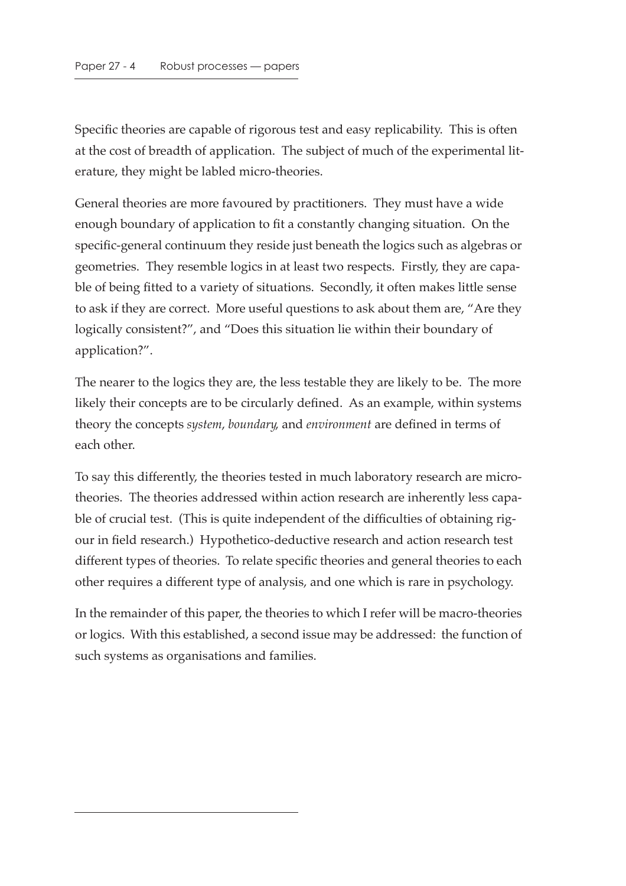Specific theories are capable of rigorous test and easy replicability. This is often at the cost of breadth of application. The subject of much of the experimental literature, they might be labled micro-theories.

General theories are more favoured by practitioners. They must have a wide enough boundary of application to fit a constantly changing situation. On the specific-general continuum they reside just beneath the logics such as algebras or geometries. They resemble logics in at least two respects. Firstly, they are capable of being fitted to a variety of situations. Secondly, it often makes little sense to ask if they are correct. More useful questions to ask about them are, "Are they logically consistent?", and "Does this situation lie within their boundary of application?".

The nearer to the logics they are, the less testable they are likely to be. The more likely their concepts are to be circularly defined. As an example, within systems theory the concepts *system*, *boundary*, and *environment* are defined in terms of each other.

To say this differently, the theories tested in much laboratory research are micro-theories. The theories addressed within action research are inherently less capable of crucial test. (This is quite independent of the difficulties of obtaining rigour in field research.) Hypothetico-deductive research and action research test different types of theories. To relate specific theories and general theories to each other requires a different type of analysis, and one which is rare in psychology.

In the remainder of this paper, the theories to which I refer will be macro-theories or logics. With this established, a second issue may be addressed: the function of such systems as organisations and families.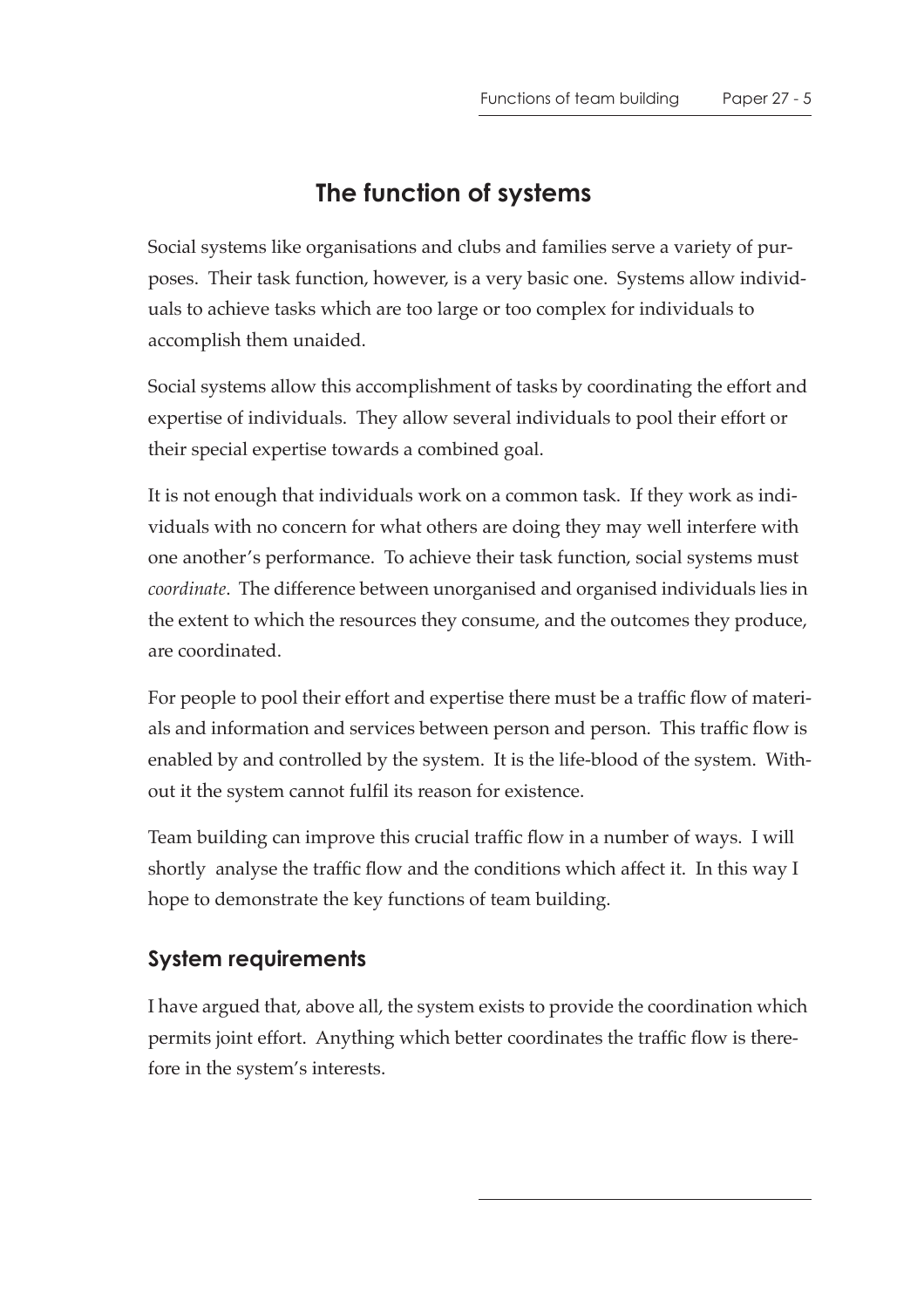# The function of systems

Social systems like organisations and clubs and families serve a variety of purposes. Their task function, however, is a very basic one. Systems allow individuals to achieve tasks which are too large or too complex for individuals to accomplish them unaided.

Social systems allow this accomplishment of tasks by coordinating the effort and expertise of individuals. They allow several individuals to pool their effort or their special expertise towards a combined goal.

It is not enough that individuals work on a common task. If they work as individuals with no concern for what others are doing they may well interfere with one another's performance. To achieve their task function, social systems must *coordinate*. The difference between unorganised and organised individuals lies in the extent to which the resources they consume, and the outcomes they produce, are coordinated.

For people to pool their effort and expertise there must be a traffic flow of materials and information and services between person and person. This traffic flow is enabled by and controlled by the system. It is the life-blood of the system. Without it the system cannot fulfil its reason for existence.

Team building can improve this crucial traffic flow in a number of ways. I will shortly analyse the traffic flow and the conditions which affect it. In this way I hope to demonstrate the key functions of team building.

## System requirements

I have argued that, above all, the system exists to provide the coordination which permits joint effort. Anything which better coordinates the traffic flow is therefore in the system's interests.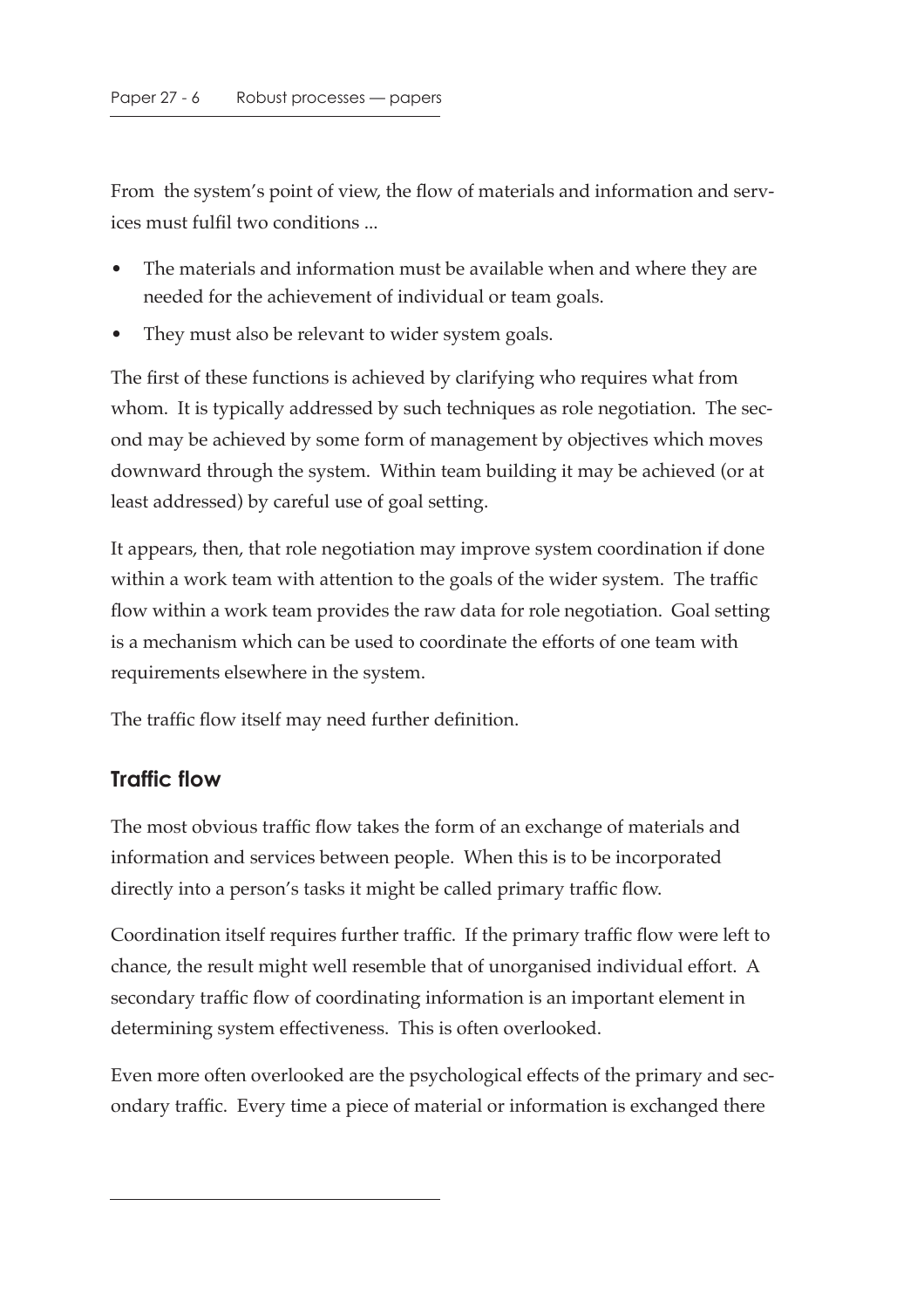From the system's point of view, the flow of materials and information and services must fulfil two conditions ...

- The materials and information must be available when and where they are needed for the achievement of individual or team goals.
- They must also be relevant to wider system goals.

The first of these functions is achieved by clarifying who requires what from whom. It is typically addressed by such techniques as role negotiation. The second may be achieved by some form of management by objectives which moves downward through the system. Within team building it may be achieved (or at least addressed) by careful use of goal setting.

It appears, then, that role negotiation may improve system coordination if done within a work team with attention to the goals of the wider system. The traffic flow within a work team provides the raw data for role negotiation. Goal setting is a mechanism which can be used to coordinate the efforts of one team with requirements elsewhere in the system.

The traffic flow itself may need further definition.

## Traffic flow

The most obvious traffic flow takes the form of an exchange of materials and information and services between people. When this is to be incorporated directly into a person's tasks it might be called primary traffic flow.

Coordination itself requires further traffic. If the primary traffic flow were left to chance, the result might well resemble that of unorganised individual effort. A secondary traffic flow of coordinating information is an important element in determining system effectiveness. This is often overlooked.

Even more often overlooked are the psychological effects of the primary and secondary traffic. Every time a piece of material or information is exchanged there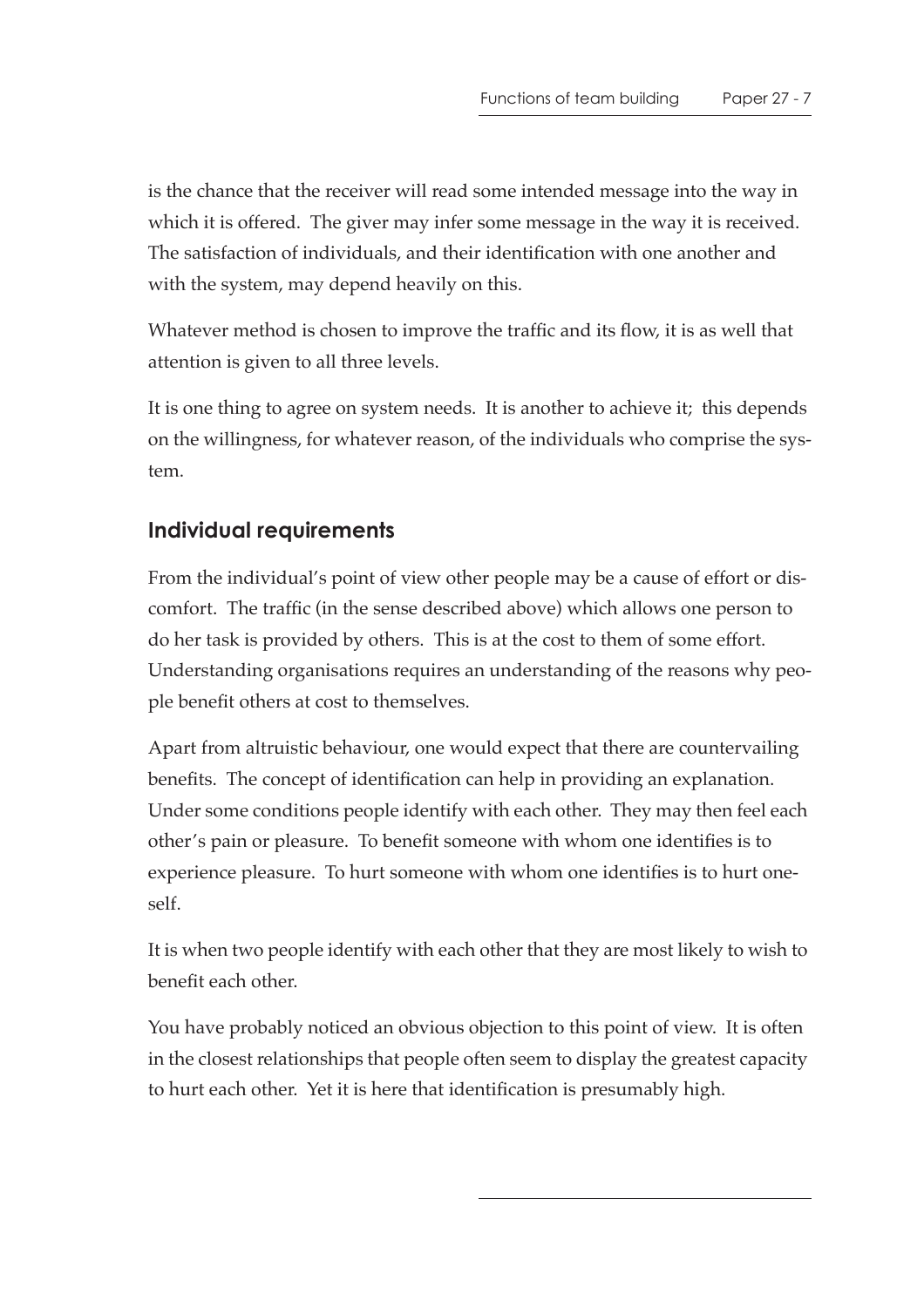is the chance that the receiver will read some intended message into the way in which it is offered. The giver may infer some message in the way it is received. The satisfaction of individuals, and their identification with one another and with the system, may depend heavily on this.

Whatever method is chosen to improve the traffic and its flow, it is as well that attention is given to all three levels.

It is one thing to agree on system needs. It is another to achieve it; this depends on the willingness, for whatever reason, of the individuals who comprise the system.

## Individual requirements

From the individual's point of view other people may be a cause of effort or discomfort. The traffic (in the sense described above) which allows one person to do her task is provided by others. This is at the cost to them of some effort. Understanding organisations requires an understanding of the reasons why people benefit others at cost to themselves.

Apart from altruistic behaviour, one would expect that there are countervailing benefits. The concept of identification can help in providing an explanation. Under some conditions people identify with each other. They may then feel each other's pain or pleasure. To benefit someone with whom one identifies is to experience pleasure. To hurt someone with whom one identifies is to hurt oneself.

It is when two people identify with each other that they are most likely to wish to benefit each other.

You have probably noticed an obvious objection to this point of view. It is often in the closest relationships that people often seem to display the greatest capacity to hurt each other. Yet it is here that identification is presumably high.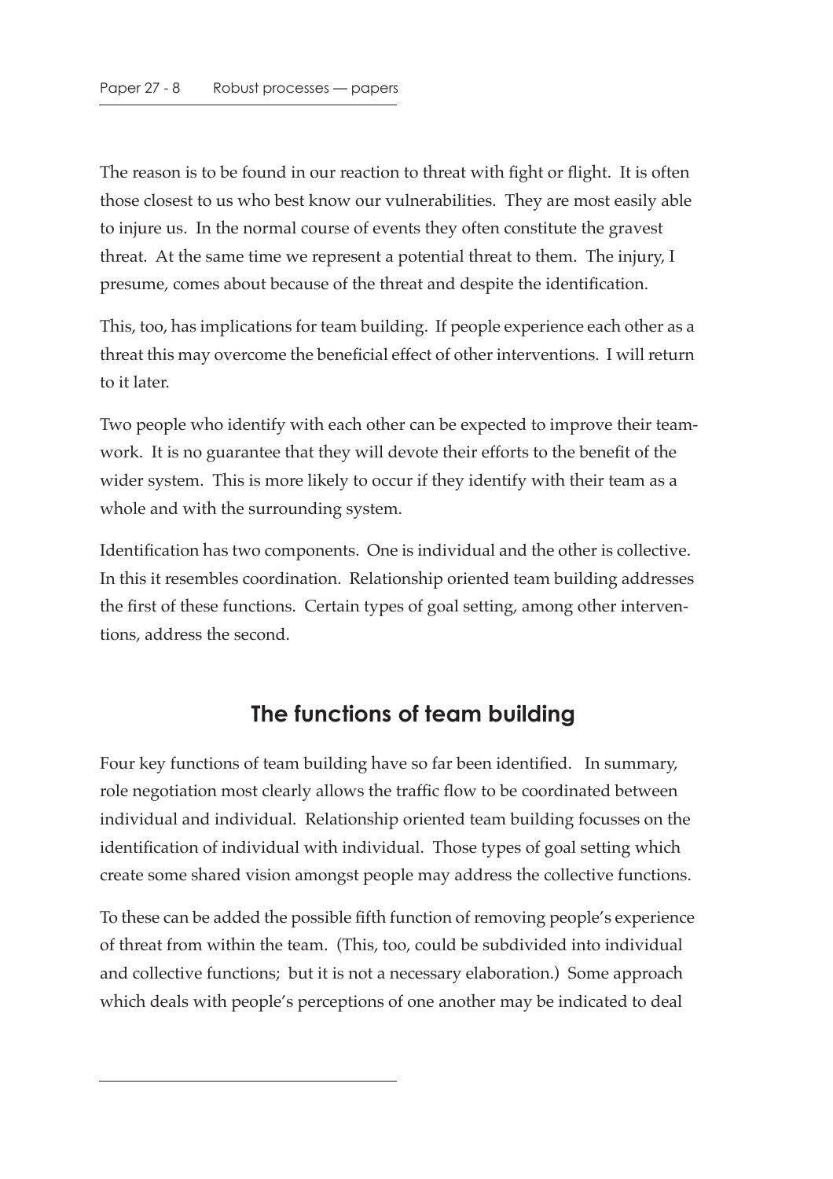The reason is to be found in our reaction to threat with fight or flight. It is often those closest to us who best know our vulnerabilities. They are most easily able to injure us. In the normal course of events they often constitute the gravest threat. At the same time we represent a potential threat to them. The injury, I presume, comes about because of the threat and despite the identification.

This, too, has implications for team building. If people experience each other as a threat this may overcome the beneficial effect of other interventions. I will return to it later.

Two people who identify with each other can be expected to improve their teamwork. It is no guarantee that they will devote their efforts to the benefit of the wider system. This is more likely to occur if they identify with their team as a whole and with the surrounding system.

Identification has two components. One is individual and the other is collective. In this it resembles coordination. Relationship oriented team building addresses the first of these functions. Certain types of goal setting, among other interventions, address the second.

## The functions of team building

Four key functions of team building have so far been identified. In summary, role negotiation most clearly allows the traffic flow to be coordinated between individual and individual. Relationship oriented team building focusses on the identification of individual with individual. Those types of goal setting which create some shared vision amongst people may address the collective functions.

To these can be added the possible fifth function of removing people's experience of threat from within the team. (This, too, could be subdivided into individual and collective functions; but it is not a necessary elaboration.) Some approach which deals with people's perceptions of one another may be indicated to deal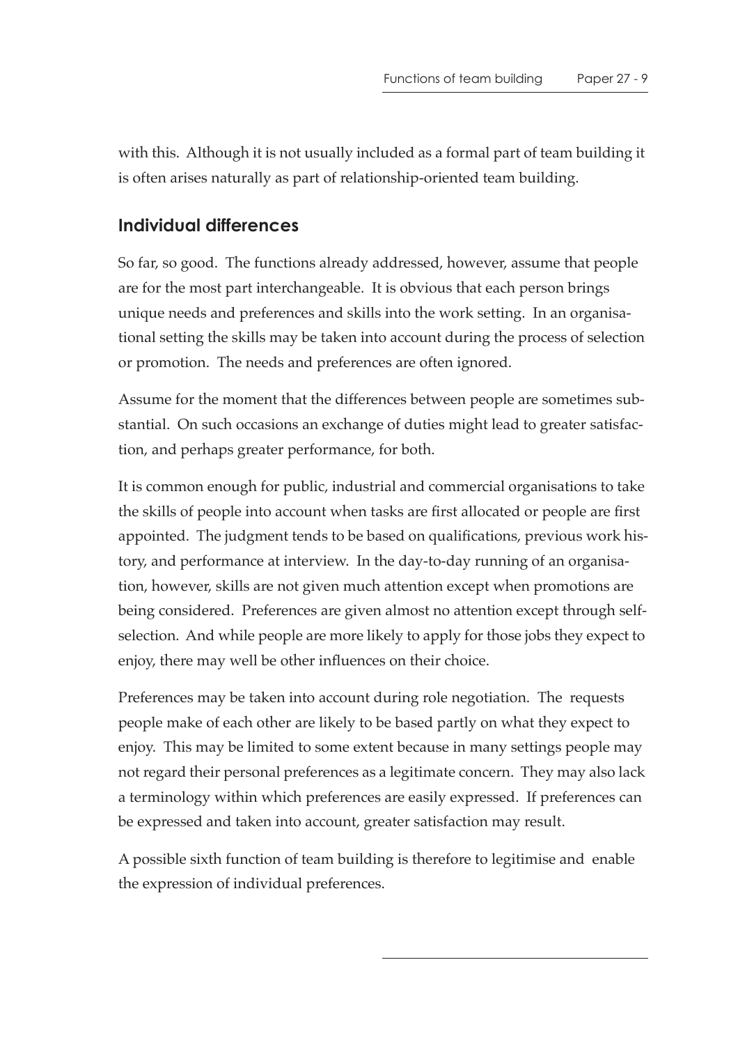with this. Although it is not usually included as a formal part of team building it is often arises naturally as part of relationship-oriented team building.

## Individual differences

So far, so good. The functions already addressed, however, assume that people are for the most part interchangeable. It is obvious that each person brings unique needs and preferences and skills into the work setting. In an organisational setting the skills may be taken into account during the process of selection or promotion. The needs and preferences are often ignored.

Assume for the moment that the differences between people are sometimes substantial. On such occasions an exchange of duties might lead to greater satisfaction, and perhaps greater performance, for both.

It is common enough for public, industrial and commercial organisations to take the skills of people into account when tasks are first allocated or people are first appointed. The judgment tends to be based on qualifications, previous work history, and performance at interview. In the day-to-day running of an organisation, however, skills are not given much attention except when promotions are being considered. Preferences are given almost no attention except through self-selection. And while people are more likely to apply for those jobs they expect to enjoy, there may well be other influences on their choice.

Preferences may be taken into account during role negotiation. The requests people make of each other are likely to be based partly on what they expect to enjoy. This may be limited to some extent because in many settings people may not regard their personal preferences as a legitimate concern. They may also lack a terminology within which preferences are easily expressed. If preferences can be expressed and taken into account, greater satisfaction may result.

A possible sixth function of team building is therefore to legitimise and enable the expression of individual preferences.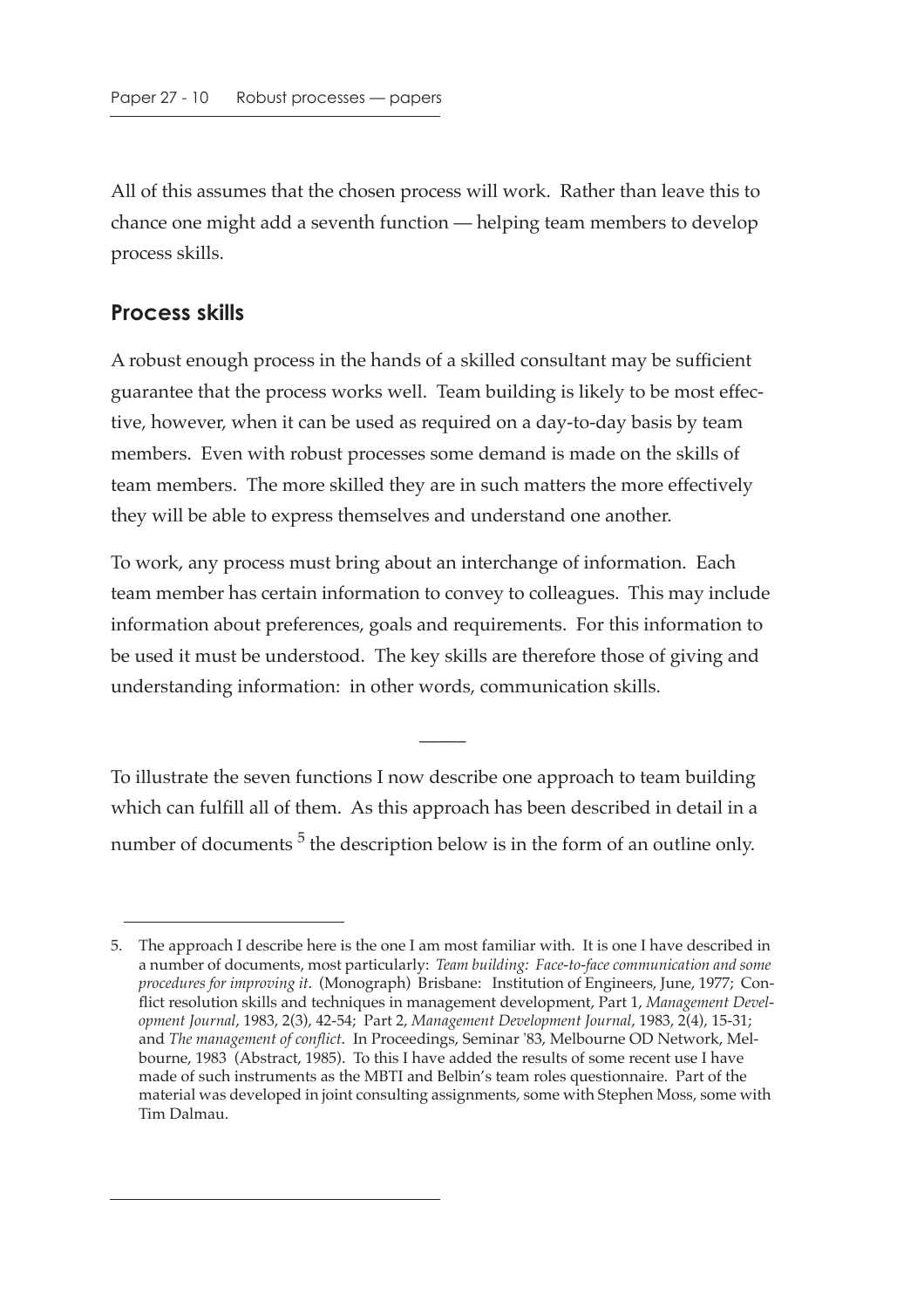All of this assumes that the chosen process will work. Rather than leave this to chance one might add a seventh function — helping team members to develop process skills.

## Process skills

A robust enough process in the hands of a skilled consultant may be sufficient guarantee that the process works well. Team building is likely to be most effective, however, when it can be used as required on a day-to-day basis by team members. Even with robust processes some demand is made on the skills of team members. The more skilled they are in such matters the more effectively they will be able to express themselves and understand one another.

To work, any process must bring about an interchange of information. Each team member has certain information to convey to colleagues. This may include information about preferences, goals and requirements. For this information to be used it must be understood. The key skills are therefore those of giving and understanding information: in other words, communication skills.

—

To illustrate the seven functions I now describe one approach to team building which can fulfill all of them. As this approach has been described in detail in a number of documents [5] the description below is in the form of an outline only.

---

5. The approach I describe here is the one I am most familiar with. It is one I have described in a number of documents, most particularly: *Team building: Face-to-face communication and some procedures for improving it*. (Monograph) Brisbane: Institution of Engineers, June, 1977; Conflict resolution skills and techniques in management development, Part 1, *Management Development Journal*, 1983, 2(3), 42-54; Part 2, *Management Development Journal*, 1983, 2(4), 15-31; and *The management of conflict*. In Proceedings, Seminar '83, Melbourne OD Network, Melbourne, 1983 (Abstract, 1985). To this I have added the results of some recent use I have made of such instruments as the MBTI and Belbin's team roles questionnaire. Part of the material was developed in joint consulting assignments, some with Stephen Moss, some with Tim Dalmau.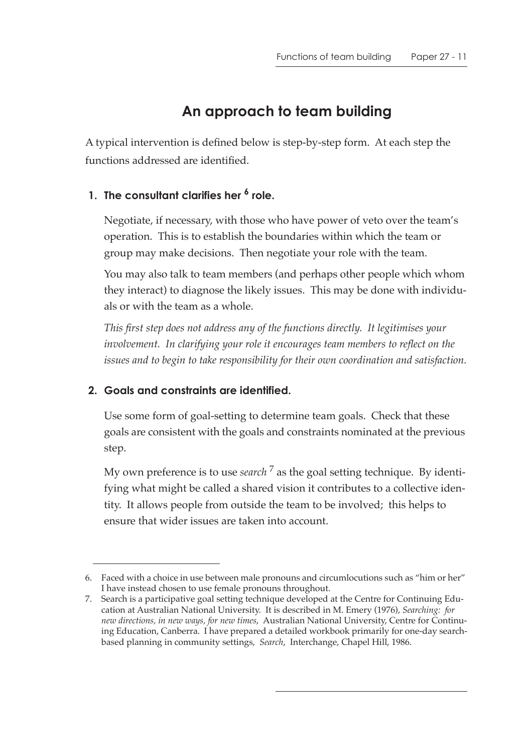## An approach to team building

A typical intervention is defined below is step-by-step form. At each step the functions addressed are identified.

### 1. The consultant clarifies her [6] role.

Negotiate, if necessary, with those who have power of veto over the team's operation. This is to establish the boundaries within which the team or group may make decisions. Then negotiate your role with the team.

You may also talk to team members (and perhaps other people which whom they interact) to diagnose the likely issues. This may be done with individuals or with the team as a whole.

*This first step does not address any of the functions directly. It legitimises your involvement. In clarifying your role it encourages team members to reflect on the issues and to begin to take responsibility for their own coordination and satisfaction.*

### 2. Goals and constraints are identified.

Use some form of goal-setting to determine team goals. Check that these goals are consistent with the goals and constraints nominated at the previous step.

My own preference is to use *search* [7] as the goal setting technique. By identifying what might be called a shared vision it contributes to a collective identity. It allows people from outside the team to be involved; this helps to ensure that wider issues are taken into account.

---

6. Faced with a choice in use between male pronouns and circumlocutions such as "him or her" I have instead chosen to use female pronouns throughout.
7. Search is a participative goal setting technique developed at the Centre for Continuing Education at Australian National University. It is described in M. Emery (1976), *Searching: for new directions, in new ways, for new times*, Australian National University, Centre for Continuing Education, Canberra. I have prepared a detailed workbook primarily for one-day search-based planning in community settings, *Search*, Interchange, Chapel Hill, 1986.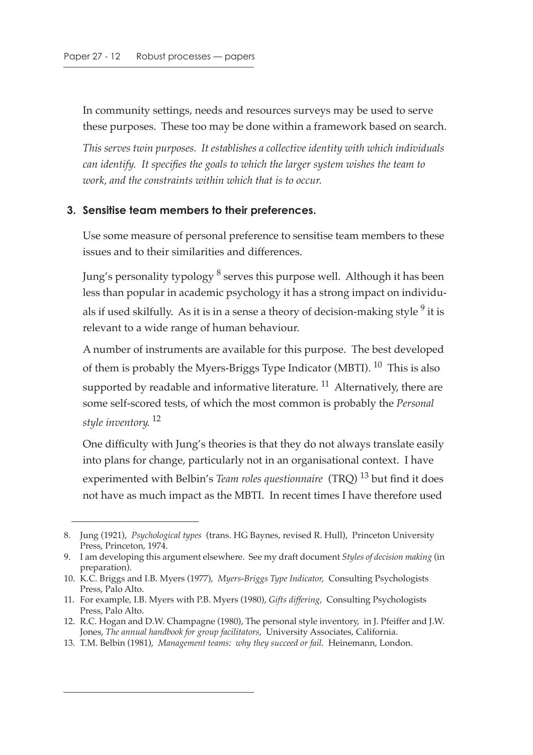In community settings, needs and resources surveys may be used to serve these purposes. These too may be done within a framework based on search.

*This serves twin purposes. It establishes a collective identity with which individuals can identify. It specifies the goals to which the larger system wishes the team to work, and the constraints within which that is to occur.*

**3. Sensitise team members to their preferences.**

Use some measure of personal preference to sensitise team members to these issues and to their similarities and differences.

Jung's personality typology [8] serves this purpose well. Although it has been less than popular in academic psychology it has a strong impact on individuals if used skilfully. As it is in a sense a theory of decision-making style [9] it is relevant to a wide range of human behaviour.

A number of instruments are available for this purpose. The best developed of them is probably the Myers-Briggs Type Indicator (MBTI). [10] This is also supported by readable and informative literature. [11] Alternatively, there are some self-scored tests, of which the most common is probably the *Personal style inventory*. [12]

One difficulty with Jung's theories is that they do not always translate easily into plans for change, particularly not in an organisational context. I have experimented with Belbin's *Team roles questionnaire* (TRQ) [13] but find it does not have as much impact as the MBTI. In recent times I have therefore used

8. Jung (1921), *Psychological types* (trans. HG Baynes, revised R. Hull), Princeton University Press, Princeton, 1974.
9. I am developing this argument elsewhere. See my draft document *Styles of decision making* (in preparation).
10. K.C. Briggs and I.B. Myers (1977), *Myers-Briggs Type Indicator*, Consulting Psychologists Press, Palo Alto.
11. For example, I.B. Myers with P.B. Myers (1980), *Gifts differing*, Consulting Psychologists Press, Palo Alto.
12. R.C. Hogan and D.W. Champagne (1980), The personal style inventory, in J. Pfeiffer and J.W. Jones, *The annual handbook for group facilitators*, University Associates, California.
13. T.M. Belbin (1981), *Management teams: why they succeed or fail*. Heinemann, London.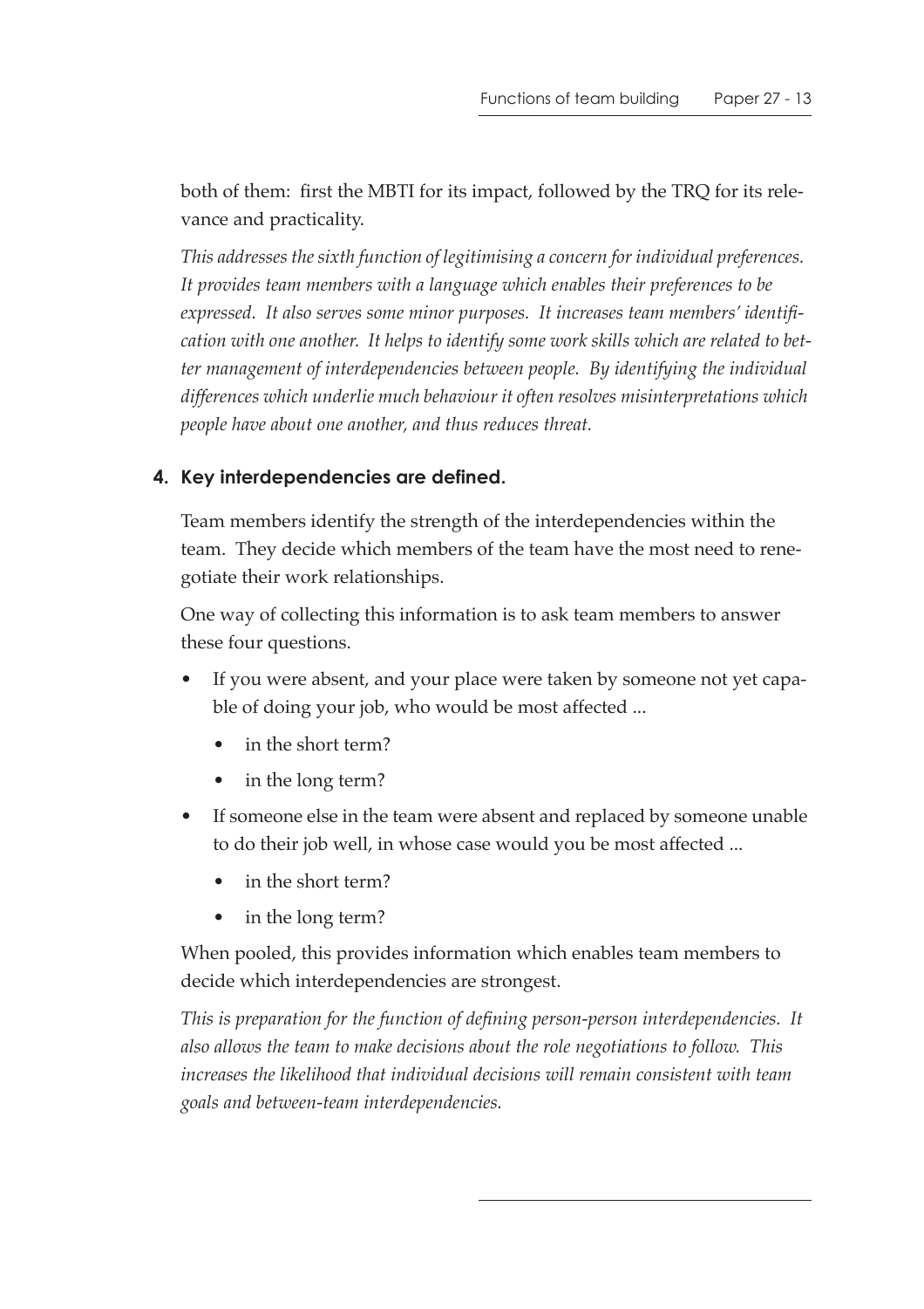both of them: first the MBTI for its impact, followed by the TRQ for its relevance and practicality.

*This addresses the sixth function of legitimising a concern for individual preferences. It provides team members with a language which enables their preferences to be expressed. It also serves some minor purposes. It increases team members' identification with one another. It helps to identify some work skills which are related to better management of interdependencies between people. By identifying the individual differences which underlie much behaviour it often resolves misinterpretations which people have about one another, and thus reduces threat.*

### 4. Key interdependencies are defined.

Team members identify the strength of the interdependencies within the team. They decide which members of the team have the most need to renegotiate their work relationships.

One way of collecting this information is to ask team members to answer these four questions.

- If you were absent, and your place were taken by someone not yet capable of doing your job, who would be most affected ...
  - in the short term?
  - in the long term?
- If someone else in the team were absent and replaced by someone unable to do their job well, in whose case would you be most affected ...
  - in the short term?
  - in the long term?

When pooled, this provides information which enables team members to decide which interdependencies are strongest.

*This is preparation for the function of defining person-person interdependencies. It also allows the team to make decisions about the role negotiations to follow. This increases the likelihood that individual decisions will remain consistent with team goals and between-team interdependencies.*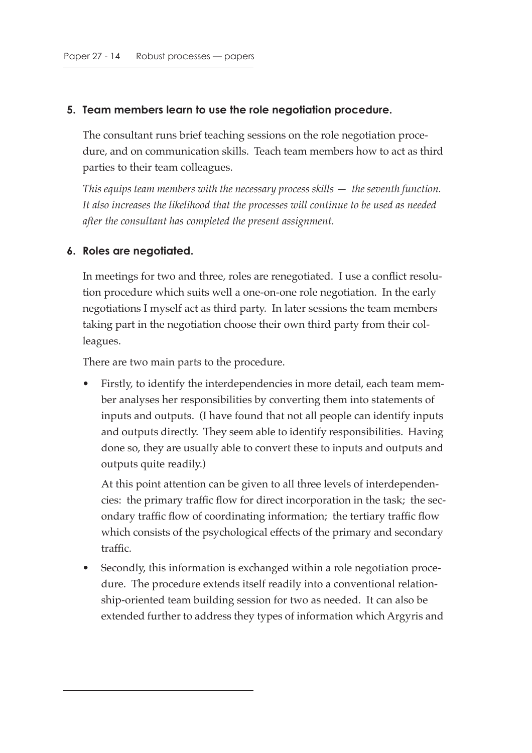**5. Team members learn to use the role negotiation procedure.**

The consultant runs brief teaching sessions on the role negotiation procedure, and on communication skills. Teach team members how to act as third parties to their team colleagues.

*This equips team members with the necessary process skills — the seventh function. It also increases the likelihood that the processes will continue to be used as needed after the consultant has completed the present assignment.*

**6. Roles are negotiated.**

In meetings for two and three, roles are renegotiated. I use a conflict resolution procedure which suits well a one-on-one role negotiation. In the early negotiations I myself act as third party. In later sessions the team members taking part in the negotiation choose their own third party from their colleagues.

There are two main parts to the procedure.

- Firstly, to identify the interdependencies in more detail, each team member analyses her responsibilities by converting them into statements of inputs and outputs. (I have found that not all people can identify inputs and outputs directly. They seem able to identify responsibilities. Having done so, they are usually able to convert these to inputs and outputs and outputs quite readily.)

  At this point attention can be given to all three levels of interdependencies: the primary traffic flow for direct incorporation in the task; the secondary traffic flow of coordinating information; the tertiary traffic flow which consists of the psychological effects of the primary and secondary traffic.

- Secondly, this information is exchanged within a role negotiation procedure. The procedure extends itself readily into a conventional relationship-oriented team building session for two as needed. It can also be extended further to address they types of information which Argyris and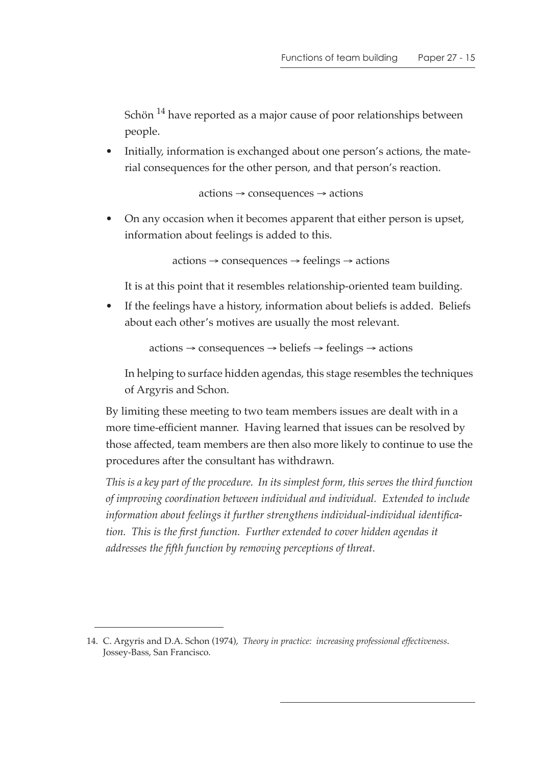Schön[14] have reported as a major cause of poor relationships between people.

- Initially, information is exchanged about one person's actions, the material consequences for the other person, and that person's reaction.

  actions → consequences → actions

- On any occasion when it becomes apparent that either person is upset, information about feelings is added to this.

  actions → consequences → feelings → actions

  It is at this point that it resembles relationship-oriented team building.

- If the feelings have a history, information about beliefs is added. Beliefs about each other's motives are usually the most relevant.

  actions → consequences → beliefs → feelings → actions

  In helping to surface hidden agendas, this stage resembles the techniques of Argyris and Schon.

By limiting these meeting to two team members issues are dealt with in a more time-efficient manner. Having learned that issues can be resolved by those affected, team members are then also more likely to continue to use the procedures after the consultant has withdrawn.

*This is a key part of the procedure. In its simplest form, this serves the third function of improving coordination between individual and individual. Extended to include information about feelings it further strengthens individual-individual identification. This is the first function. Further extended to cover hidden agendas it addresses the fifth function by removing perceptions of threat.*

---

14. C. Argyris and D.A. Schon (1974), *Theory in practice: increasing professional effectiveness*. Jossey-Bass, San Francisco.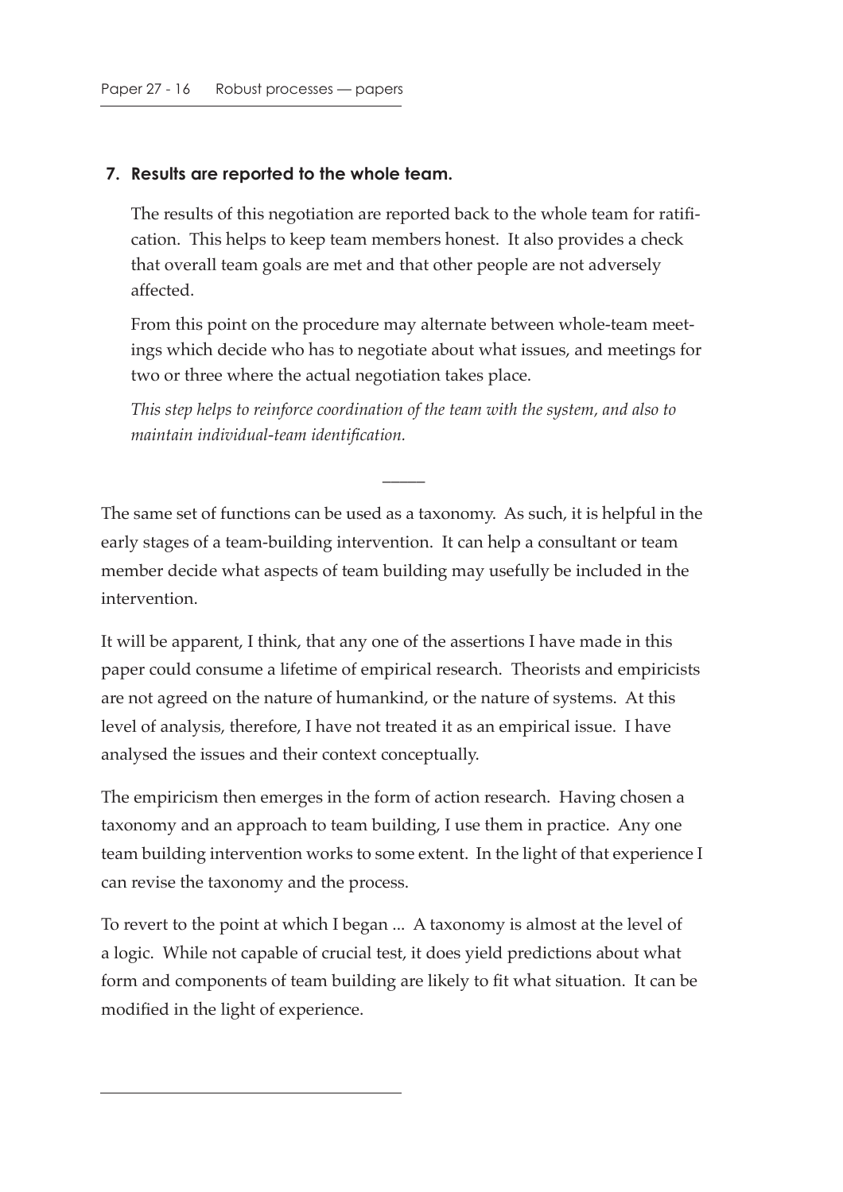**7. Results are reported to the whole team.**

The results of this negotiation are reported back to the whole team for ratification. This helps to keep team members honest. It also provides a check that overall team goals are met and that other people are not adversely affected.

From this point on the procedure may alternate between whole-team meetings which decide who has to negotiate about what issues, and meetings for two or three where the actual negotiation takes place.

*This step helps to reinforce coordination of the team with the system, and also to maintain individual-team identification.*

---

The same set of functions can be used as a taxonomy. As such, it is helpful in the early stages of a team-building intervention. It can help a consultant or team member decide what aspects of team building may usefully be included in the intervention.

It will be apparent, I think, that any one of the assertions I have made in this paper could consume a lifetime of empirical research. Theorists and empiricists are not agreed on the nature of humankind, or the nature of systems. At this level of analysis, therefore, I have not treated it as an empirical issue. I have analysed the issues and their context conceptually.

The empiricism then emerges in the form of action research. Having chosen a taxonomy and an approach to team building, I use them in practice. Any one team building intervention works to some extent. In the light of that experience I can revise the taxonomy and the process.

To revert to the point at which I began ... A taxonomy is almost at the level of a logic. While not capable of crucial test, it does yield predictions about what form and components of team building are likely to fit what situation. It can be modified in the light of experience.